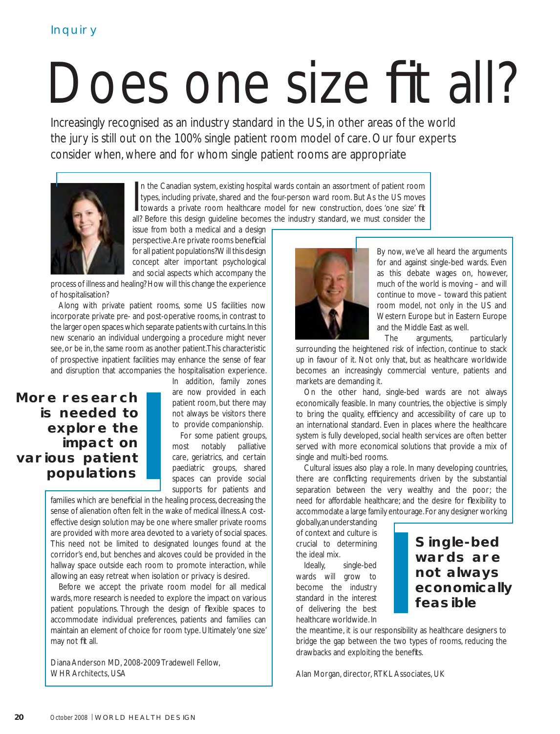Inquiry

# Does one size fit all?

Increasingly recognised as an industry standard in the US, in other areas of the world the jury is still out on the 100% single patient room model of care. Our four experts consider when, where and for whom single patient rooms are appropriate

In the Canadian system, existing hospital wards contain an assortment of patient room types, including private, shared and the four-person ward room. But As the US moves towards a private room healthcare model for new construction, does 'one size' fit all? Before this design guideline becomes the industry standard, we must consider the issue from both a medical and a design perspective. Are private rooms beneficial for all patient populations? Will this design concept alter important psychological and social aspects which accompany the process of illness and healing? How will this change the experience of hospitalisation?

Along with private patient rooms, some US facilities now incorporate private pre- and post-operative rooms, in contrast to the larger open spaces which separate patients with curtains. In this new scenario an individual undergoing a procedure might never see, or be in, the same room as another patient. This characteristic of prospective inpatient facilities may enhance the sense of fear and disruption that accompanies the hospitalisation experience. In addition, family zones are now provided in each patient room, but there may not always be visitors there to provide companionship.

**More research is needed to explore the impact on various patient populations**

For some patient groups, most notably palliative care, geriatrics, and certain paediatric groups, shared spaces can provide social supports for patients and families which are beneficial in the healing process, decreasing the sense of alienation often felt in the wake of medical illness. A cost-effective design solution may be one where smaller private rooms are provided with more area devoted to a variety of social spaces. This need not be limited to designated lounges found at the corridor's end, but benches and alcoves could be provided in the hallway space outside each room to promote interaction, while allowing an easy retreat when isolation or privacy is desired.

Before we accept the private room model for all medical wards, more research is needed to explore the impact on various patient populations. Through the design of flexible spaces to accommodate individual preferences, patients and families can maintain an element of choice for room type. Ultimately 'one size' may not fit all.

Diana Anderson MD, 2008-2009 Tradewell Fellow, WHR Architects, USA

By now, we've all heard the arguments for and against single-bed wards. Even as this debate wages on, however, much of the world is moving – and will continue to move – toward this patient room model, not only in the US and Western Europe but in Eastern Europe and the Middle East as well.

The arguments, particularly surrounding the heightened risk of infection, continue to stack up in favour of it. Not only that, but as healthcare worldwide becomes an increasingly commercial venture, patients and markets are demanding it.

On the other hand, single-bed wards are not always economically feasible. In many countries, the objective is simply to bring the quality, efficiency and accessibility of care up to an international standard. Even in places where the healthcare system is fully developed, social health services are often better served with more economical solutions that provide a mix of single and multi-bed rooms.

Cultural issues also play a role. In many developing countries, there are conflicting requirements driven by the substantial separation between the very wealthy and the poor; the need for affordable healthcare; and the desire for flexibility to accommodate a large family entourage. For any designer working globally, an understanding of context and culture is crucial to determining the ideal mix.

**Single-bed wards are not always economically feasible**

Ideally, single-bed wards will grow to become the industry standard in the interest of delivering the best healthcare worldwide. In the meantime, it is our responsibility as healthcare designers to bridge the gap between the two types of rooms, reducing the drawbacks and exploiting the benefits.

Alan Morgan, director, RTKL Associates, UK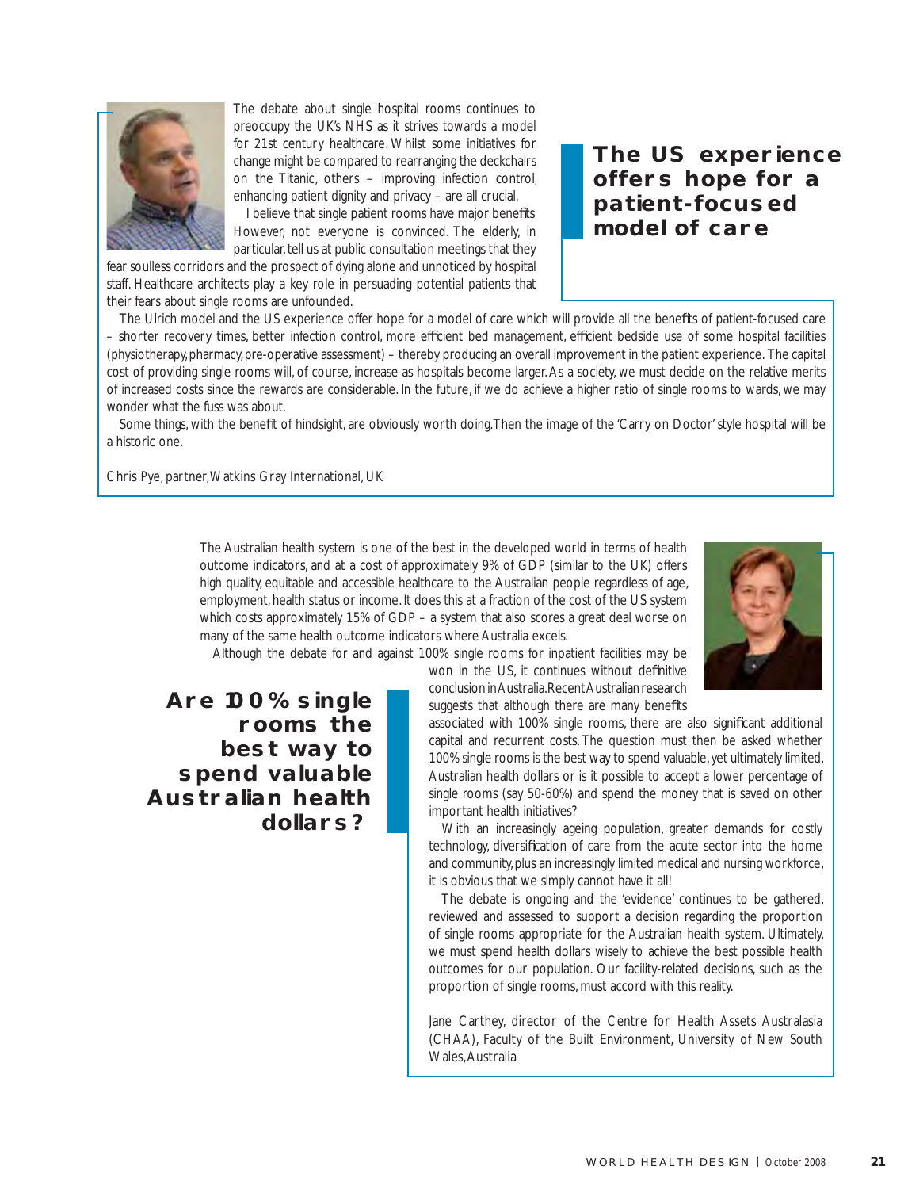## The US experience offers hope for a patient-focused model of care

The debate about single hospital rooms continues to preoccupy the UK's NHS as it strives towards a model for 21st century healthcare. Whilst some initiatives for change might be compared to rearranging the deckchairs on the Titanic, others – improving infection control, enhancing patient dignity and privacy – are all crucial.

I believe that single patient rooms have major benefits. However, not everyone is convinced. The elderly, in particular, tell us at public consultation meetings that they fear soulless corridors and the prospect of dying alone and unnoticed by hospital staff. Healthcare architects play a key role in persuading potential patients that their fears about single rooms are unfounded.

The Ulrich model and the US experience offer hope for a model of care which will provide all the benefits of patient-focused care – shorter recovery times, better infection control, more efficient bed management, efficient bedside use of some hospital facilities (physiotherapy, pharmacy, pre-operative assessment) – thereby producing an overall improvement in the patient experience. The capital cost of providing single rooms will, of course, increase as hospitals become larger. As a society, we must decide on the relative merits of increased costs since the rewards are considerable. In the future, if we do achieve a higher ratio of single rooms to wards, we may wonder what the fuss was about.

Some things, with the benefit of hindsight, are obviously worth doing. Then the image of the 'Carry on Doctor' style hospital will be a historic one.

Chris Pye, partner, Watkins Gray International, UK

## Are 100% single rooms the best way to spend valuable Australian health dollars?

The Australian health system is one of the best in the developed world in terms of health outcome indicators, and at a cost of approximately 9% of GDP (similar to the UK) offers high quality, equitable and accessible healthcare to the Australian people regardless of age, employment, health status or income. It does this at a fraction of the cost of the US system which costs approximately 15% of GDP – a system that also scores a great deal worse on many of the same health outcome indicators where Australia excels.

Although the debate for and against 100% single rooms for inpatient facilities may be won in the US, it continues without definitive conclusion in Australia. Recent Australian research suggests that although there are many benefits associated with 100% single rooms, there are also significant additional capital and recurrent costs. The question must then be asked whether 100% single rooms is the best way to spend valuable, yet ultimately limited, Australian health dollars or is it possible to accept a lower percentage of single rooms (say 50-60%) and spend the money that is saved on other important health initiatives?

With an increasingly ageing population, greater demands for costly technology, diversification of care from the acute sector into the home and community, plus an increasingly limited medical and nursing workforce, it is obvious that we simply cannot have it all!

The debate is ongoing and the 'evidence' continues to be gathered, reviewed and assessed to support a decision regarding the proportion of single rooms appropriate for the Australian health system. Ultimately, we must spend health dollars wisely to achieve the best possible health outcomes for our population. Our facility-related decisions, such as the proportion of single rooms, must accord with this reality.

Jane Carthey, director of the Centre for Health Assets Australasia (CHAA), Faculty of the Built Environment, University of New South Wales, Australia